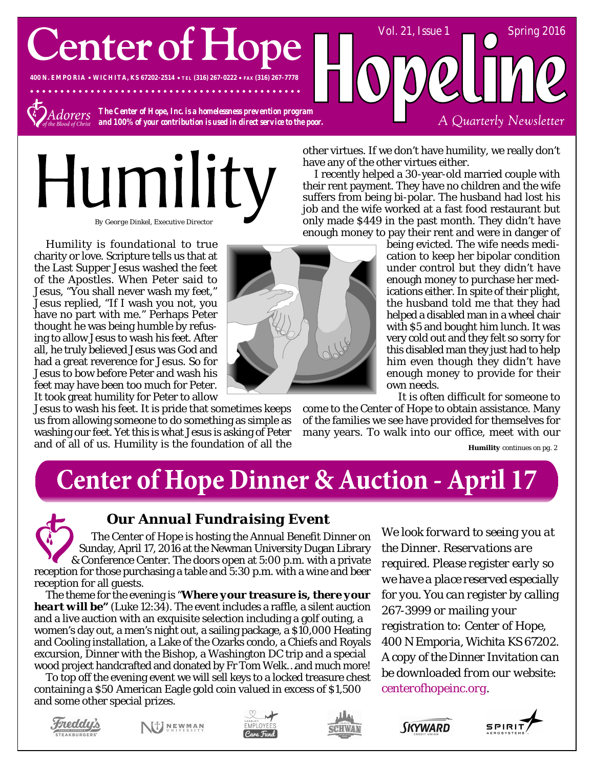# Center of Hope

400 N. EMPORIA • WICHITA, KS 67202-2514 • TEL (316) 267-0222 • FAX (316) 267-7778

Adorers of the Blood of Christ

*The Center of Hope, Inc. is a homelessness prevention program and 100% of your contribution is used in direct service to the poor.*

# Hopeline

Vol. 21, Issue 1 — Spring 2016

*A Quarterly Newsletter*

# Humility

By George Dinkel, Executive Director

Humility is foundational to true charity or love. Scripture tells us that at the Last Supper Jesus washed the feet of the Apostles. When Peter said to Jesus, "You shall never wash my feet," Jesus replied, "If I wash you not, you have no part with me." Perhaps Peter thought he was being humble by refusing to allow Jesus to wash his feet. After all, he truly believed Jesus was God and had a great reverence for Jesus. So for Jesus to bow before Peter and wash his feet may have been too much for Peter. It took great humility for Peter to allow Jesus to wash his feet. It is pride that sometimes keeps us from allowing someone to do something as simple as washing our feet. Yet this is what Jesus is asking of Peter and of all of us. Humility is the foundation of all the other virtues. If we don't have humility, we really don't have any of the other virtues either.

I recently helped a 30-year-old married couple with their rent payment. They have no children and the wife suffers from being bi-polar. The husband had lost his job and the wife worked at a fast food restaurant but only made $449 in the past month. They didn't have enough money to pay their rent and were in danger of being evicted. The wife needs medication to keep her bipolar condition under control but they didn't have enough money to purchase her medications either. In spite of their plight, the husband told me that they had helped a disabled man in a wheel chair with $5 and bought him lunch. It was very cold out and they felt so sorry for this disabled man they just had to help him even though they didn't have enough money to provide for their own needs.

It is often difficult for someone to come to the Center of Hope to obtain assistance. Many of the families we see have provided for themselves for many years. To walk into our office, meet with our

**Humility** continues on pg. 2

# Center of Hope Dinner & Auction - April 17

## *Our Annual Fundraising Event*

The Center of Hope is hosting the Annual Benefit Dinner on Sunday, April 17, 2016 at the Newman University Dugan Library & Conference Center. The doors open at 5:00 p.m. with a private reception for those purchasing a table and 5:30 p.m. with a wine and beer reception for all guests.

The theme for the evening is "***Where your treasure is, there your heart will be"*** (Luke 12:34). The event includes a raffle, a silent auction and a live auction with an exquisite selection including a golf outing, a women's day out, a men's night out, a sailing package, a $10,000 Heating and Cooling installation, a Lake of the Ozarks condo, a Chiefs and Royals excursion, Dinner with the Bishop, a Washington DC trip and a special wood project handcrafted and donated by Fr Tom Welk…and much more!

To top off the evening event we will sell keys to a locked treasure chest containing a $50 American Eagle gold coin valued in excess of $1,500 and some other special prizes.

*We look forward to seeing you at the Dinner. Reservations are required. Please register early so we have a place reserved especially for you. You can register by calling 267-3999 or mailing your registration to: Center of Hope, 400 N Emporia, Wichita KS 67202. A copy of the Dinner Invitation can be downloaded from our website:* centerofhopeinc.org.

Freddy's Frozen Custard & Steakburgers · Newman University · Learjet Employees Care Fund · Schwan · Skyward Credit Union · Spirit AeroSystems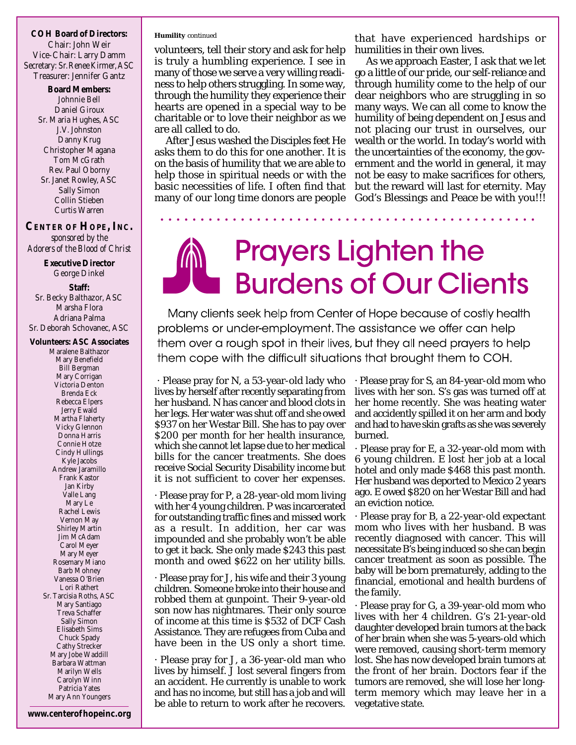**COH Board of Directors:**
Chair: John Weir
Vice-Chair: Larry Damm
Secretary: Sr. Renee Kirmer, ASC
Treasurer: Jennifer Gantz

**Board Members:**
Johnnie Bell
Daniel Giroux
Sr. Maria Hughes, ASC
J.V. Johnston
Danny Krug
Christopher Magana
Tom McGrath
Rev. Paul Oborny
Sr. Janet Rowley, ASC
Sally Simon
Collin Stieben
Curtis Warren

**CENTER OF HOPE, INC.**
*sponsored by the Adorers of the Blood of Christ*

**Executive Director**
George Dinkel

**Staff:**
Sr. Becky Balthazor, ASC
Marsha Flora
Adriana Palma
Sr. Deborah Schovanec, ASC

**Volunteers: ASC Associates**
Maralene Balthazor
Mary Benefield
Bill Bergman
Mary Corrigan
Victoria Denton
Brenda Eck
Rebecca Elpers
Jerry Ewald
Martha Flaherty
Vicky Glennon
Donna Harris
Connie Hotze
Cindy Hullings
Kyle Jacobs
Andrew Jaramillo
Frank Kastor
Jan Kirby
Valle Lang
Mary Le
Rachel Lewis
Vernon May
Shirley Martin
Jim McAdam
Carol Meyer
Mary Meyer
Rosemary Miano
Barb Mohney
Vanessa O'Brien
Lori Rathert
Sr. Tarcisia Roths, ASC
Mary Santiago
Treva Schaffer
Sally Simon
Elisabeth Sims
Chuck Spady
Cathy Strecker
Mary Jobe Waddill
Barbara Wattman
Marilyn Wells
Carolyn Winn
Patricia Yates
Mary Ann Youngers

**www.centerofhopeinc.org**

**Humility** continued

volunteers, tell their story and ask for help is truly a humbling experience. I see in many of those we serve a very willing readiness to help others struggling. In some way, through the humility they experience their hearts are opened in a special way to be charitable or to love their neighbor as we are all called to do.

After Jesus washed the Disciples feet He asks them to do this for one another. It is on the basis of humility that we are able to help those in spiritual needs or with the basic necessities of life. I often find that many of our long time donors are people that have experienced hardships or humilities in their own lives.

As we approach Easter, I ask that we let go a little of our pride, our self-reliance and through humility come to the help of our dear neighbors who are struggling in so many ways. We can all come to know the humility of being dependent on Jesus and not placing our trust in ourselves, our wealth or the world. In today's world with the uncertainties of the economy, the government and the world in general, it may not be easy to make sacrifices for others, but the reward will last for eternity. May God's Blessings and Peace be with you!!!

# Prayers Lighten the Burdens of Our Clients

Many clients seek help from Center of Hope because of costly health problems or under-employment. The assistance we offer can help them over a rough spot in their lives, but they all need prayers to help them cope with the difficult situations that brought them to COH.

· Please pray for N, a 53-year-old lady who lives by herself after recently separating from her husband. N has cancer and blood clots in her legs. Her water was shut off and she owed $937 on her Westar Bill. She has to pay over $200 per month for her health insurance, which she cannot let lapse due to her medical bills for the cancer treatments. She does receive Social Security Disability income but it is not sufficient to cover her expenses.

· Please pray for P, a 28-year-old mom living with her 4 young children. P was incarcerated for outstanding traffic fines and missed work as a result. In addition, her car was impounded and she probably won't be able to get it back. She only made $243 this past month and owed $622 on her utility bills.

· Please pray for J, his wife and their 3 young children. Someone broke into their house and robbed them at gunpoint. Their 9-year-old son now has nightmares. Their only source of income at this time is $532 of DCF Cash Assistance. They are refugees from Cuba and have been in the US only a short time.

· Please pray for J, a 36-year-old man who lives by himself. J lost several fingers from an accident. He currently is unable to work and has no income, but still has a job and will be able to return to work after he recovers.

· Please pray for S, an 84-year-old mom who lives with her son. S's gas was turned off at her home recently. She was heating water and accidently spilled it on her arm and body and had to have skin grafts as she was severely burned.

· Please pray for E, a 32-year-old mom with 6 young children. E lost her job at a local hotel and only made $468 this past month. Her husband was deported to Mexico 2 years ago. E owed $820 on her Westar Bill and had an eviction notice.

· Please pray for B, a 22-year-old expectant mom who lives with her husband. B was recently diagnosed with cancer. This will necessitate B's being induced so she can begin cancer treatment as soon as possible. The baby will be born prematurely, adding to the financial, emotional and health burdens of the family.

· Please pray for G, a 39-year-old mom who lives with her 4 children. G's 21-year-old daughter developed brain tumors at the back of her brain when she was 5-years-old which were removed, causing short-term memory lost. She has now developed brain tumors at the front of her brain. Doctors fear if the tumors are removed, she will lose her long-term memory which may leave her in a vegetative state.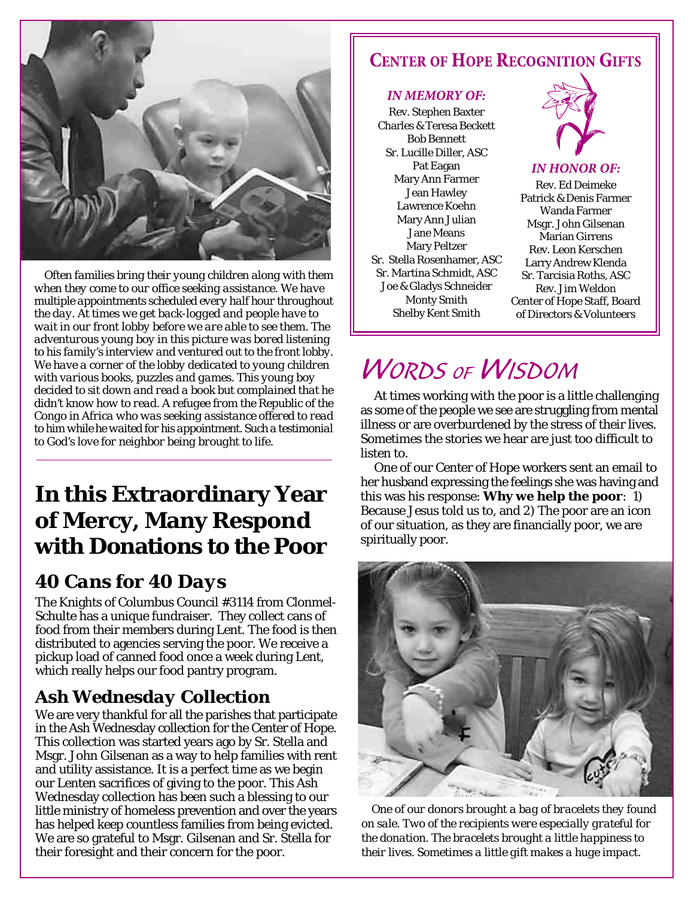*Often families bring their young children along with them when they come to our office seeking assistance. We have multiple appointments scheduled every half hour throughout the day. At times we get back-logged and people have to wait in our front lobby before we are able to see them. The adventurous young boy in this picture was bored listening to his family's interview and ventured out to the front lobby. We have a corner of the lobby dedicated to young children with various books, puzzles and games. This young boy decided to sit down and read a book but complained that he didn't know how to read. A refugee from the Republic of the Congo in Africa who was seeking assistance offered to read to him while he waited for his appointment. Such a testimonial to God's love for neighbor being brought to life.*

# In this Extraordinary Year of Mercy, Many Respond with Donations to the Poor

## 40 Cans for 40 Days

The Knights of Columbus Council #3114 from Clonmel-Schulte has a unique fundraiser. They collect cans of food from their members during Lent. The food is then distributed to agencies serving the poor. We receive a pickup load of canned food once a week during Lent, which really helps our food pantry program.

## Ash Wednesday Collection

We are very thankful for all the parishes that participate in the Ash Wednesday collection for the Center of Hope. This collection was started years ago by Sr. Stella and Msgr. John Gilsenan as a way to help families with rent and utility assistance. It is a perfect time as we begin our Lenten sacrifices of giving to the poor. This Ash Wednesday collection has been such a blessing to our little ministry of homeless prevention and over the years has helped keep countless families from being evicted. We are so grateful to Msgr. Gilsenan and Sr. Stella for their foresight and their concern for the poor.

## Center of Hope Recognition Gifts

### *In Memory Of:*

Rev. Stephen Baxter
Charles & Teresa Beckett
Bob Bennett
Sr. Lucille Diller, ASC
Pat Eagan
Mary Ann Farmer
Jean Hawley
Lawrence Koehn
Mary Ann Julian
Jane Means
Mary Peltzer
Sr. Stella Rosenhamer, ASC
Sr. Martina Schmidt, ASC
Joe & Gladys Schneider
Monty Smith
Shelby Kent Smith

### *In Honor Of:*

Rev. Ed Deimeke
Patrick & Denis Farmer
Wanda Farmer
Msgr. John Gilsenan
Marian Girrens
Rev. Leon Kerschen
Larry Andrew Klenda
Sr. Tarcisia Roths, ASC
Rev. Jim Weldon
Center of Hope Staff, Board of Directors & Volunteers

## Words of Wisdom

At times working with the poor is a little challenging as some of the people we see are struggling from mental illness or are overburdened by the stress of their lives. Sometimes the stories we hear are just too difficult to listen to.

One of our Center of Hope workers sent an email to her husband expressing the feelings she was having and this was his response: **Why we help the poor**: 1) Because Jesus told us to, and 2) The poor are an icon of our situation, as they are financially poor, we are spiritually poor.

*One of our donors brought a bag of bracelets they found on sale. Two of the recipients were especially grateful for the donation. The bracelets brought a little happiness to their lives. Sometimes a little gift makes a huge impact.*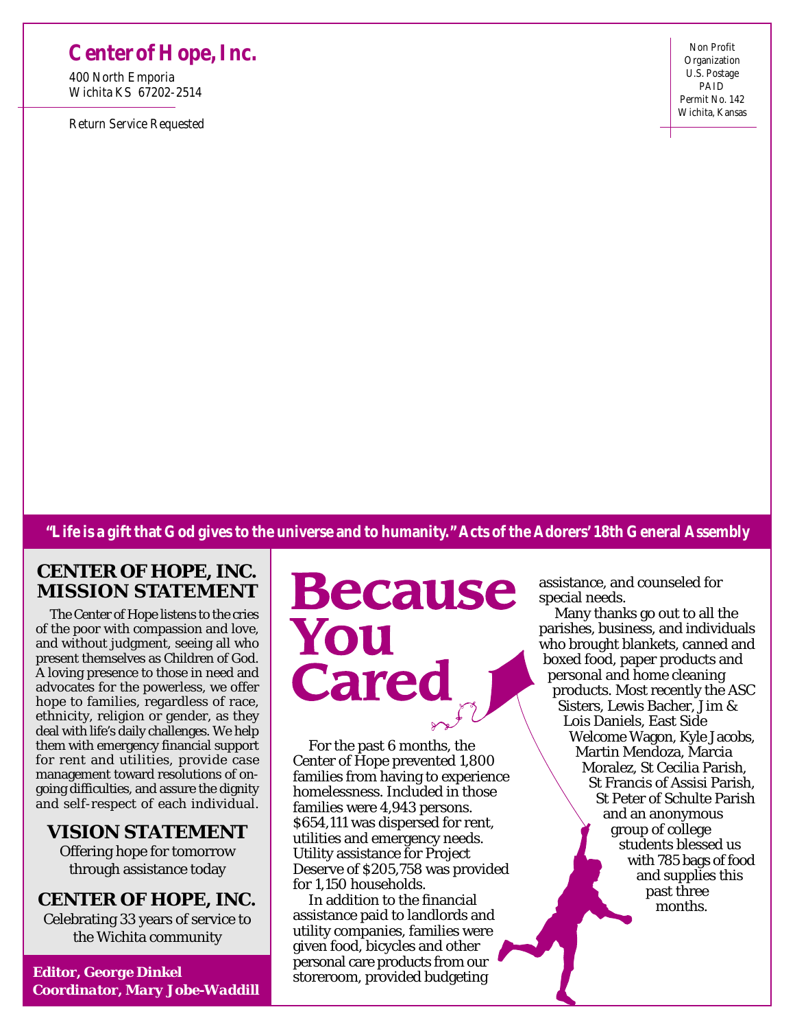**Center of Hope, Inc.**

400 North Emporia
Wichita KS 67202-2514

Return Service Requested

Non Profit
Organization
U.S. Postage
PAID
Permit No. 142
Wichita, Kansas

**"Life is a gift that God gives to the universe and to humanity." Acts of the Adorers' 18th General Assembly**

## CENTER OF HOPE, INC. MISSION STATEMENT

The Center of Hope listens to the cries of the poor with compassion and love, and without judgment, seeing all who present themselves as Children of God. A loving presence to those in need and advocates for the powerless, we offer hope to families, regardless of race, ethnicity, religion or gender, as they deal with life's daily challenges. We help them with emergency financial support for rent and utilities, provide case management toward resolutions of ongoing difficulties, and assure the dignity and self-respect of each individual.

## VISION STATEMENT

Offering hope for tomorrow through assistance today

## CENTER OF HOPE, INC.

Celebrating 33 years of service to the Wichita community

***Editor, George Dinkel***
***Coordinator, Mary Jobe-Waddill***

# Because You Cared

For the past 6 months, the Center of Hope prevented 1,800 families from having to experience homelessness. Included in those families were 4,943 persons. $654,111 was dispersed for rent, utilities and emergency needs. Utility assistance for Project Deserve of $205,758 was provided for 1,150 households.

In addition to the financial assistance paid to landlords and utility companies, families were given food, bicycles and other personal care products from our storeroom, provided budgeting assistance, and counseled for special needs.

Many thanks go out to all the parishes, business, and individuals who brought blankets, canned and boxed food, paper products and personal and home cleaning products. Most recently the ASC Sisters, Lewis Bacher, Jim & Lois Daniels, East Side Welcome Wagon, Kyle Jacobs, Martin Mendoza, Marcia Moralez, St Cecilia Parish, St Francis of Assisi Parish, St Peter of Schulte Parish and an anonymous group of college students blessed us with 785 bags of food and supplies this past three months.